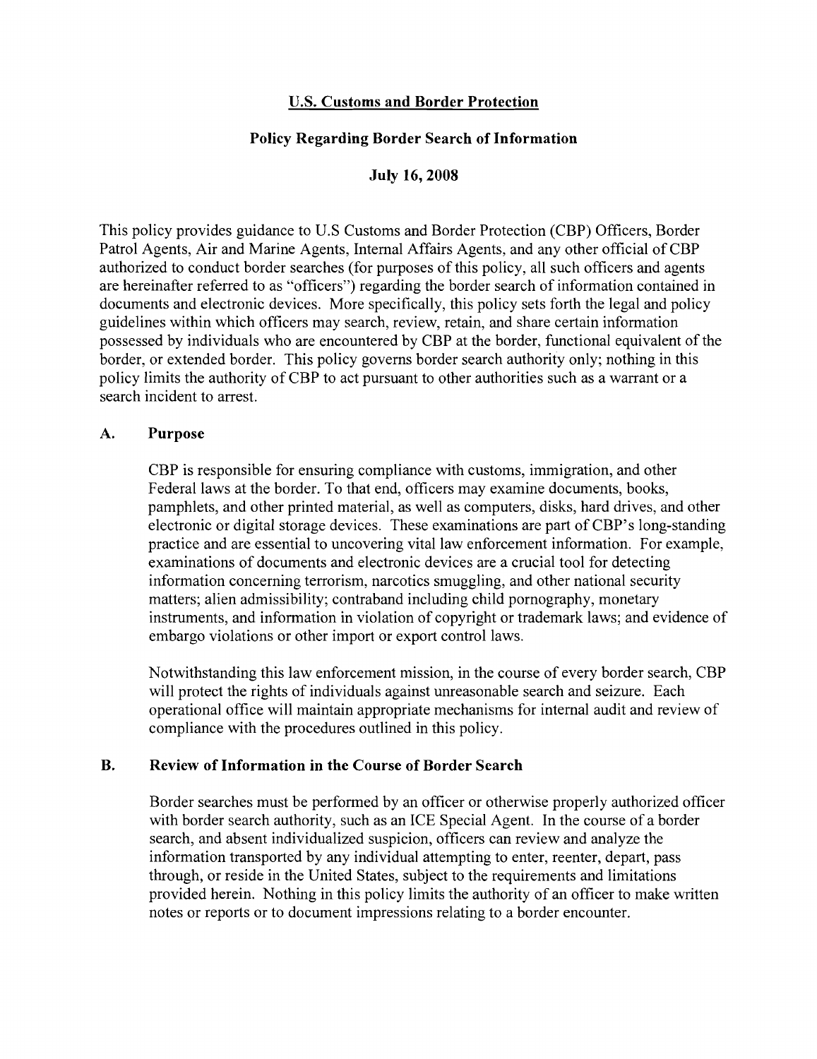# U.S. Customs and Border Protection

## Policy Regarding Border Search of Information

### July 16, 2008

This policy provides guidance to U.S Customs and Border Protection (CBP) Officers, Border Patrol Agents, Air and Marine Agents, Internal Affairs Agents, and any other official of CBP authorized to conduct border searches (for purposes of this policy, all such officers and agents are hereinafter referred to as "officers") regarding the border search of information contained in documents and electronic devices. More specifically, this policy sets forth the legal and policy guidelines within which officers may search, review, retain, and share certain information possessed by individuals who are encountered by CBP at the border, functional equivalent of the border, or extended border. This policy governs border search authority only; nothing in this policy limits the authority of CBP to act pursuant to other authorities such as a warrant or a search incident to arrest.

## A. Purpose

CBP is responsible for ensuring compliance with customs, immigration, and other Federal laws at the border. To that end, officers may examine documents, books, pamphlets, and other printed material, as well as computers, disks, hard drives, and other electronic or digital storage devices. These examinations are part of CBP's long-standing practice and are essential to uncovering vital law enforcement information. For example, examinations of documents and electronic devices are a crucial tool for detecting information concerning terrorism, narcotics smuggling, and other national security matters; alien admissibility; contraband including child pornography, monetary instruments, and information in violation of copyright or trademark laws; and evidence of embargo violations or other import or export control laws.

Notwithstanding this law enforcement mission, in the course of every border search, CBP will protect the rights of individuals against unreasonable search and seizure. Each operational office will maintain appropriate mechanisms for internal audit and review of compliance with the procedures outlined in this policy.

## B. Review of Information in the Course of Border Search

Border searches must be performed by an officer or otherwise properly authorized officer with border search authority, such as an ICE Special Agent. In the course of a border search, and absent individualized suspicion, officers can review and analyze the information transported by any individual attempting to enter, reenter, depart, pass through, or reside in the United States, subject to the requirements and limitations provided herein. Nothing in this policy limits the authority of an officer to make written notes or reports or to document impressions relating to a border encounter.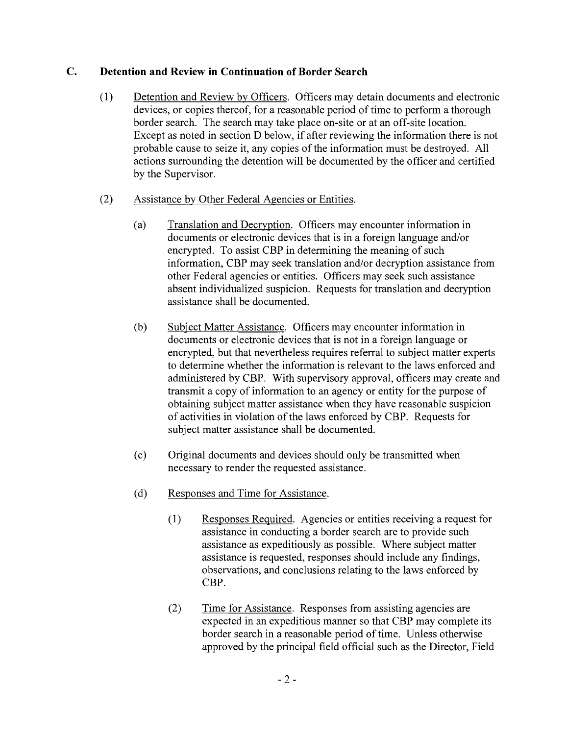## C. Detection and Review in Continuation of Border Search

(1) Detention and Review by Officers. Officers may detain documents and electronic devices, or copies thereof, for a reasonable period of time to perform a thorough border search. The search may take place on-site or at an off-site location. Except as noted in section D below, if after reviewing the information there is not probable cause to seize it, any copies of the information must be destroyed. All actions surrounding the detention will be documented by the officer and certified by the Supervisor.

(2) Assistance by Other Federal Agencies or Entities.

(a) Translation and Decryption. Officers may encounter information in documents or electronic devices that is in a foreign language and/or encrypted. To assist CBP in determining the meaning of such information, CBP may seek translation and/or decryption assistance from other Federal agencies or entities. Officers may seek such assistance absent individualized suspicion. Requests for translation and decryption assistance shall be documented.

(b) Subject Matter Assistance. Officers may encounter information in documents or electronic devices that is not in a foreign language or encrypted, but that nevertheless requires referral to subject matter experts to determine whether the information is relevant to the laws enforced and administered by CBP. With supervisory approval, officers may create and transmit a copy of information to an agency or entity for the purpose of obtaining subject matter assistance when they have reasonable suspicion of activities in violation of the laws enforced by CBP. Requests for subject matter assistance shall be documented.

(c) Original documents and devices should only be transmitted when necessary to render the requested assistance.

(d) Responses and Time for Assistance.

(1) Responses Required. Agencies or entities receiving a request for assistance in conducting a border search are to provide such assistance as expeditiously as possible. Where subject matter assistance is requested, responses should include any findings, observations, and conclusions relating to the laws enforced by CBP.

(2) Time for Assistance. Responses from assisting agencies are expected in an expeditious manner so that CBP may complete its border search in a reasonable period of time. Unless otherwise approved by the principal field official such as the Director, Field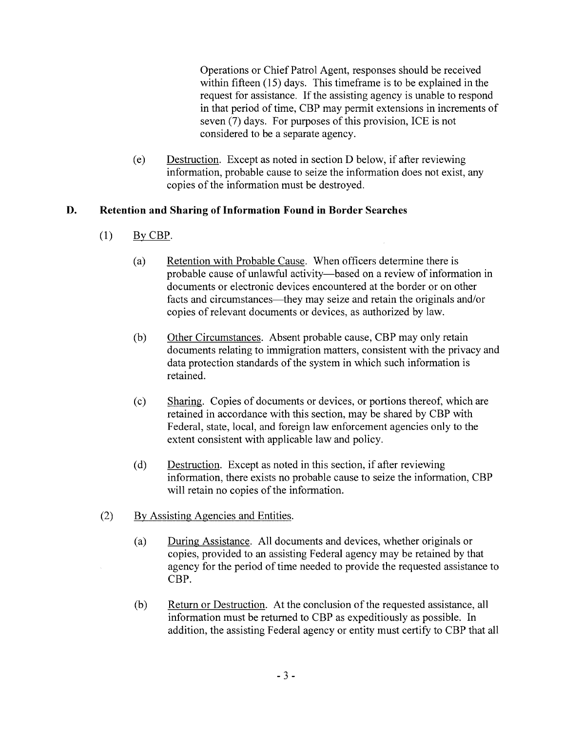Operations or Chief Patrol Agent, responses should be received within fifteen (15) days. This timeframe is to be explained in the request for assistance. If the assisting agency is unable to respond in that period of time, CBP may permit extensions in increments of seven (7) days. For purposes of this provision, ICE is not considered to be a separate agency.

(e) Destruction. Except as noted in section D below, if after reviewing information, probable cause to seize the information does not exist, any copies of the information must be destroyed.

**D. Retention and Sharing of Information Found in Border Searches**

(1) By CBP.

(a) Retention with Probable Cause. When officers determine there is probable cause of unlawful activity—based on a review of information in documents or electronic devices encountered at the border or on other facts and circumstances—they may seize and retain the originals and/or copies of relevant documents or devices, as authorized by law.

(b) Other Circumstances. Absent probable cause, CBP may only retain documents relating to immigration matters, consistent with the privacy and data protection standards of the system in which such information is retained.

(c) Sharing. Copies of documents or devices, or portions thereof, which are retained in accordance with this section, may be shared by CBP with Federal, state, local, and foreign law enforcement agencies only to the extent consistent with applicable law and policy.

(d) Destruction. Except as noted in this section, if after reviewing information, there exists no probable cause to seize the information, CBP will retain no copies of the information.

(2) By Assisting Agencies and Entities.

(a) During Assistance. All documents and devices, whether originals or copies, provided to an assisting Federal agency may be retained by that agency for the period of time needed to provide the requested assistance to CBP.

(b) Return or Destruction. At the conclusion of the requested assistance, all information must be returned to CBP as expeditiously as possible. In addition, the assisting Federal agency or entity must certify to CBP that all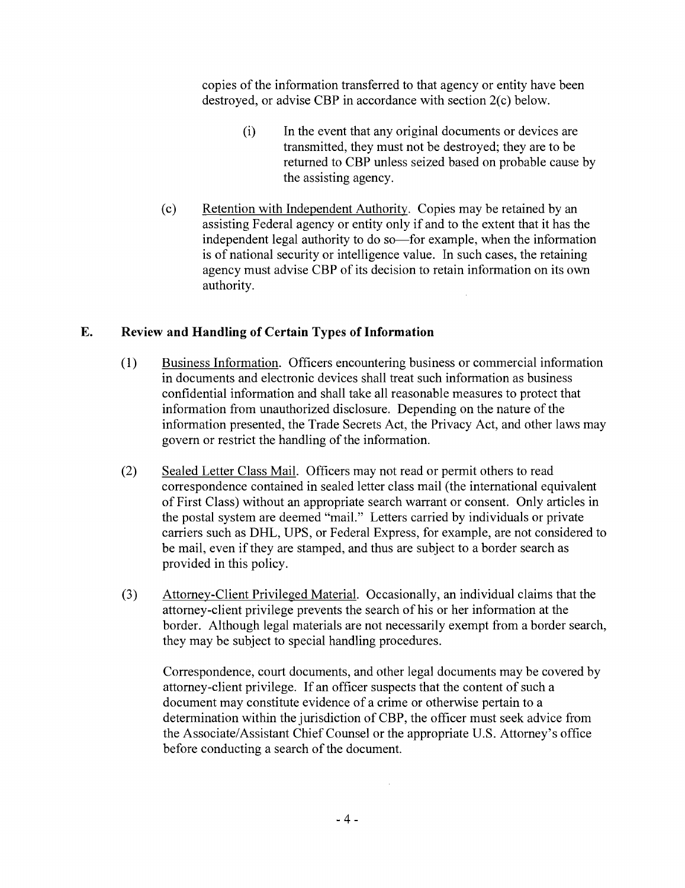copies of the information transferred to that agency or entity have been destroyed, or advise CBP in accordance with section 2(c) below.

(i) In the event that any original documents or devices are transmitted, they must not be destroyed; they are to be returned to CBP unless seized based on probable cause by the assisting agency.

(c) Retention with Independent Authority. Copies may be retained by an assisting Federal agency or entity only if and to the extent that it has the independent legal authority to do so—for example, when the information is of national security or intelligence value. In such cases, the retaining agency must advise CBP of its decision to retain information on its own authority.

## E. Review and Handling of Certain Types of Information

(1) Business Information. Officers encountering business or commercial information in documents and electronic devices shall treat such information as business confidential information and shall take all reasonable measures to protect that information from unauthorized disclosure. Depending on the nature of the information presented, the Trade Secrets Act, the Privacy Act, and other laws may govern or restrict the handling of the information.

(2) Sealed Letter Class Mail. Officers may not read or permit others to read correspondence contained in sealed letter class mail (the international equivalent of First Class) without an appropriate search warrant or consent. Only articles in the postal system are deemed "mail." Letters carried by individuals or private carriers such as DHL, UPS, or Federal Express, for example, are not considered to be mail, even if they are stamped, and thus are subject to a border search as provided in this policy.

(3) Attorney-Client Privileged Material. Occasionally, an individual claims that the attorney-client privilege prevents the search of his or her information at the border. Although legal materials are not necessarily exempt from a border search, they may be subject to special handling procedures.

Correspondence, court documents, and other legal documents may be covered by attorney-client privilege. If an officer suspects that the content of such a document may constitute evidence of a crime or otherwise pertain to a determination within the jurisdiction of CBP, the officer must seek advice from the Associate/Assistant Chief Counsel or the appropriate U.S. Attorney's office before conducting a search of the document.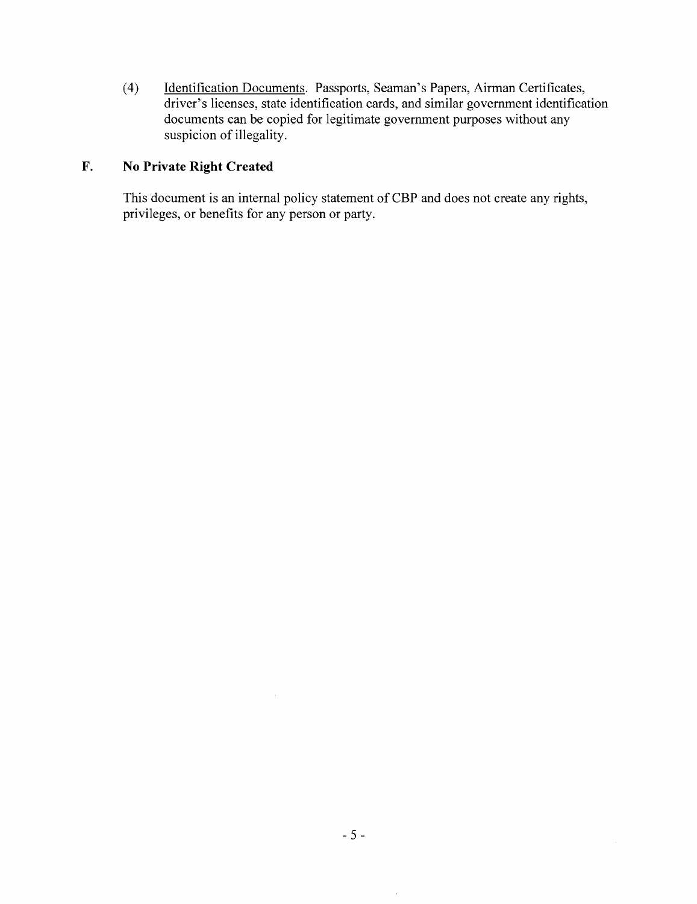(4) Identification Documents. Passports, Seaman's Papers, Airman Certificates, driver's licenses, state identification cards, and similar government identification documents can be copied for legitimate government purposes without any suspicion of illegality.

## F. No Private Right Created

This document is an internal policy statement of CBP and does not create any rights, privileges, or benefits for any person or party.